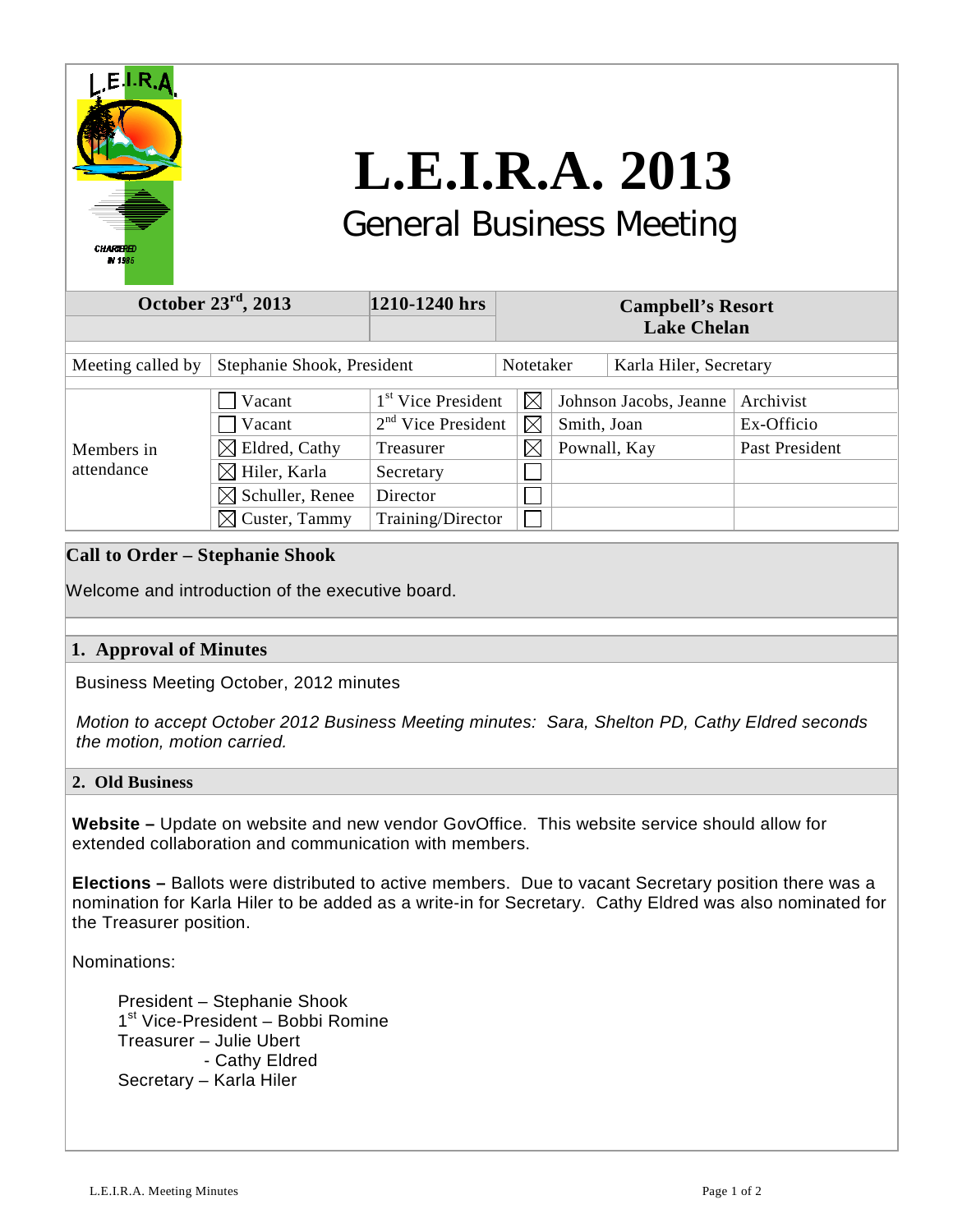# L.E.I.R.A. 2013

## General Business Meeting

| October 23rd, 2013 | 1210-1240 hrs | Campbell's Resort Lake Chelan |
|---|---|---|

| Meeting called by | Stephanie Shook, President | Notetaker | Karla Hiler, Secretary |
|---|---|---|---|

| Members in attendance | | | | | |
|---|---|---|---|---|---|
| | ☐ Vacant | 1st Vice President | ☒ | Johnson Jacobs, Jeanne | Archivist |
| | ☐ Vacant | 2nd Vice President | ☒ | Smith, Joan | Ex-Officio |
| | ☒ Eldred, Cathy | Treasurer | ☒ | Pownall, Kay | Past President |
| | ☒ Hiler, Karla | Secretary | ☐ | | |
| | ☒ Schuller, Renee | Director | ☐ | | |
| | ☒ Custer, Tammy | Training/Director | ☐ | | |

### Call to Order – Stephanie Shook

Welcome and introduction of the executive board.

### 1. Approval of Minutes

Business Meeting October, 2012 minutes

*Motion to accept October 2012 Business Meeting minutes: Sara, Shelton PD, Cathy Eldred seconds the motion, motion carried.*

### 2. Old Business

**Website –** Update on website and new vendor GovOffice. This website service should allow for extended collaboration and communication with members.

**Elections –** Ballots were distributed to active members. Due to vacant Secretary position there was a nomination for Karla Hiler to be added as a write-in for Secretary. Cathy Eldred was also nominated for the Treasurer position.

Nominations:

President – Stephanie Shook
1st Vice-President – Bobbi Romine
Treasurer – Julie Ubert
- Cathy Eldred

Secretary – Karla Hiler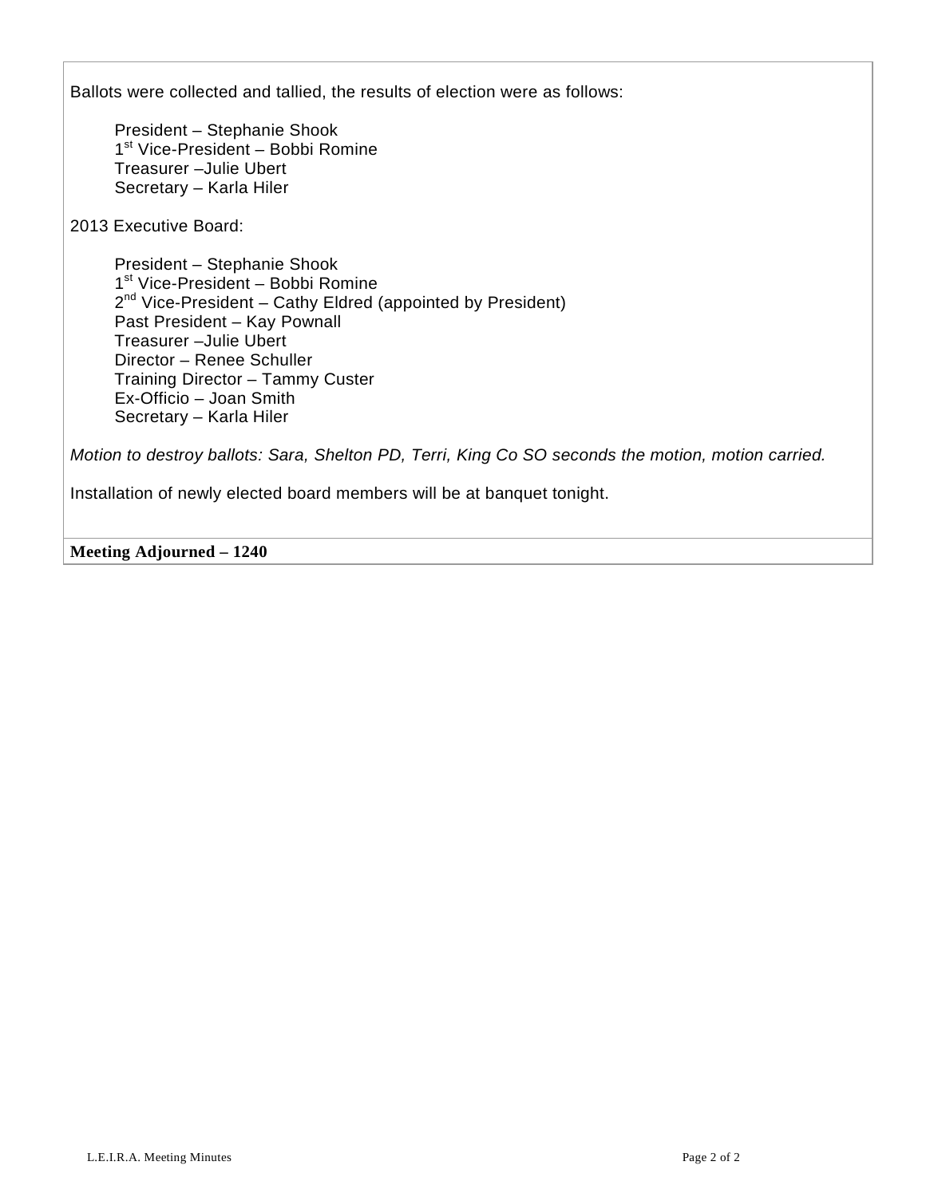Ballots were collected and tallied, the results of election were as follows:

President – Stephanie Shook
1st Vice-President – Bobbi Romine
Treasurer –Julie Ubert
Secretary – Karla Hiler

2013 Executive Board:

President – Stephanie Shook
1st Vice-President – Bobbi Romine
2nd Vice-President – Cathy Eldred (appointed by President)
Past President – Kay Pownall
Treasurer –Julie Ubert
Director – Renee Schuller
Training Director – Tammy Custer
Ex-Officio – Joan Smith
Secretary – Karla Hiler

*Motion to destroy ballots: Sara, Shelton PD, Terri, King Co SO seconds the motion, motion carried.*

Installation of newly elected board members will be at banquet tonight.

**Meeting Adjourned – 1240**